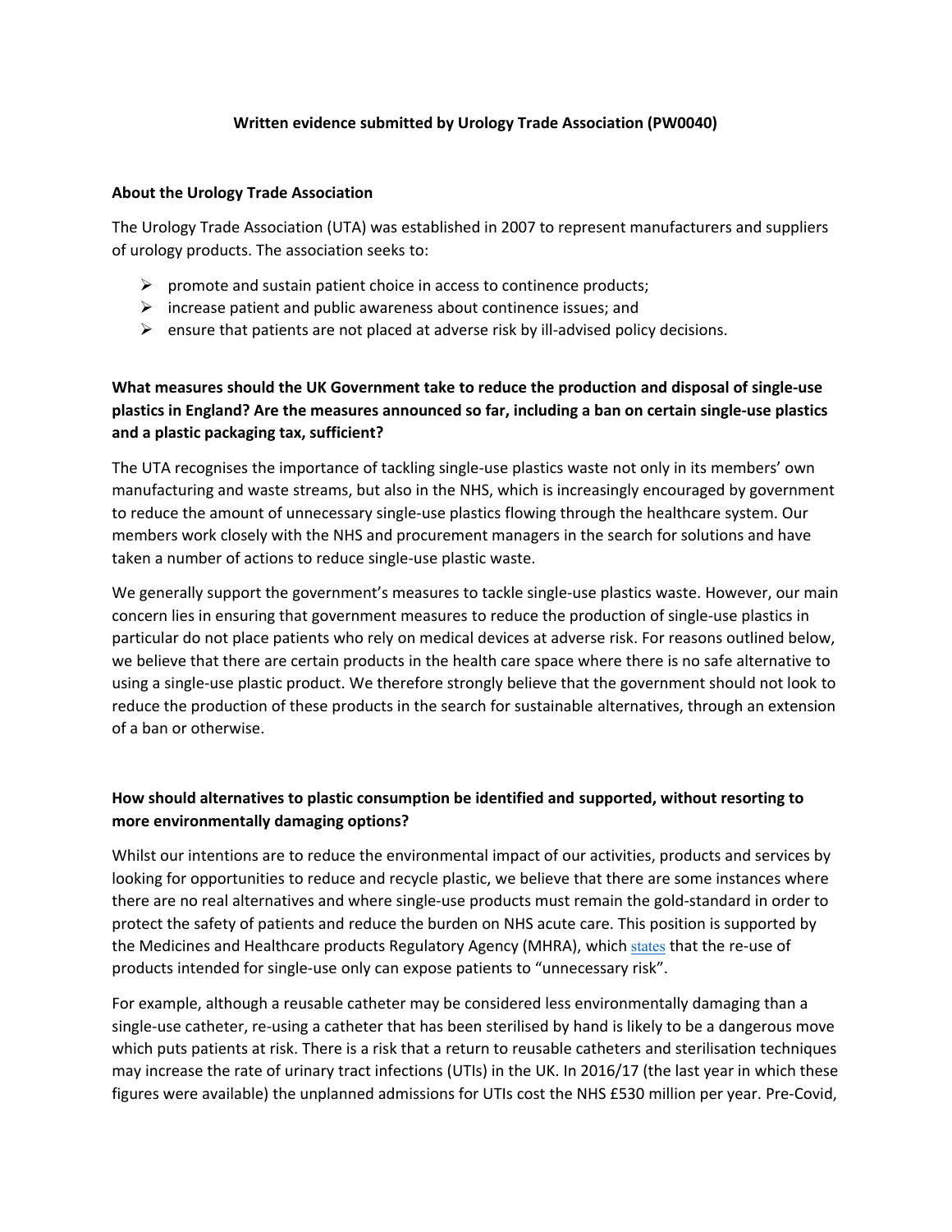**Written evidence submitted by Urology Trade Association (PW0040)**

**About the Urology Trade Association**

The Urology Trade Association (UTA) was established in 2007 to represent manufacturers and suppliers of urology products. The association seeks to:

- promote and sustain patient choice in access to continence products;
- increase patient and public awareness about continence issues; and
- ensure that patients are not placed at adverse risk by ill-advised policy decisions.

**What measures should the UK Government take to reduce the production and disposal of single-use plastics in England? Are the measures announced so far, including a ban on certain single-use plastics and a plastic packaging tax, sufficient?**

The UTA recognises the importance of tackling single-use plastics waste not only in its members' own manufacturing and waste streams, but also in the NHS, which is increasingly encouraged by government to reduce the amount of unnecessary single-use plastics flowing through the healthcare system. Our members work closely with the NHS and procurement managers in the search for solutions and have taken a number of actions to reduce single-use plastic waste.

We generally support the government's measures to tackle single-use plastics waste. However, our main concern lies in ensuring that government measures to reduce the production of single-use plastics in particular do not place patients who rely on medical devices at adverse risk. For reasons outlined below, we believe that there are certain products in the health care space where there is no safe alternative to using a single-use plastic product. We therefore strongly believe that the government should not look to reduce the production of these products in the search for sustainable alternatives, through an extension of a ban or otherwise.

**How should alternatives to plastic consumption be identified and supported, without resorting to more environmentally damaging options?**

Whilst our intentions are to reduce the environmental impact of our activities, products and services by looking for opportunities to reduce and recycle plastic, we believe that there are some instances where there are no real alternatives and where single-use products must remain the gold-standard in order to protect the safety of patients and reduce the burden on NHS acute care. This position is supported by the Medicines and Healthcare products Regulatory Agency (MHRA), which states that the re-use of products intended for single-use only can expose patients to "unnecessary risk".

For example, although a reusable catheter may be considered less environmentally damaging than a single-use catheter, re-using a catheter that has been sterilised by hand is likely to be a dangerous move which puts patients at risk. There is a risk that a return to reusable catheters and sterilisation techniques may increase the rate of urinary tract infections (UTIs) in the UK. In 2016/17 (the last year in which these figures were available) the unplanned admissions for UTIs cost the NHS £530 million per year. Pre-Covid,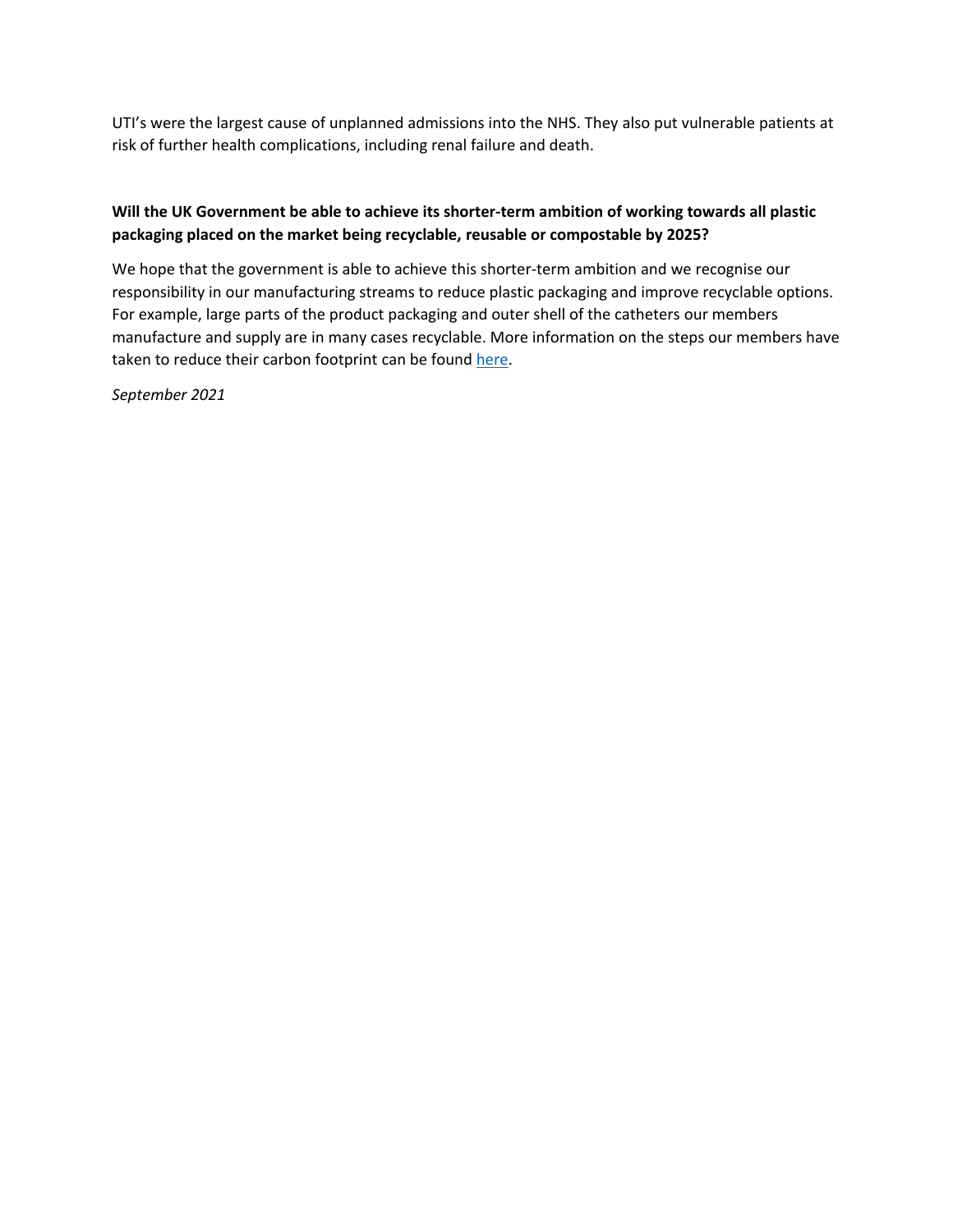UTI's were the largest cause of unplanned admissions into the NHS. They also put vulnerable patients at risk of further health complications, including renal failure and death.

**Will the UK Government be able to achieve its shorter-term ambition of working towards all plastic packaging placed on the market being recyclable, reusable or compostable by 2025?**

We hope that the government is able to achieve this shorter-term ambition and we recognise our responsibility in our manufacturing streams to reduce plastic packaging and improve recyclable options. For example, large parts of the product packaging and outer shell of the catheters our members manufacture and supply are in many cases recyclable. More information on the steps our members have taken to reduce their carbon footprint can be found here.

*September 2021*